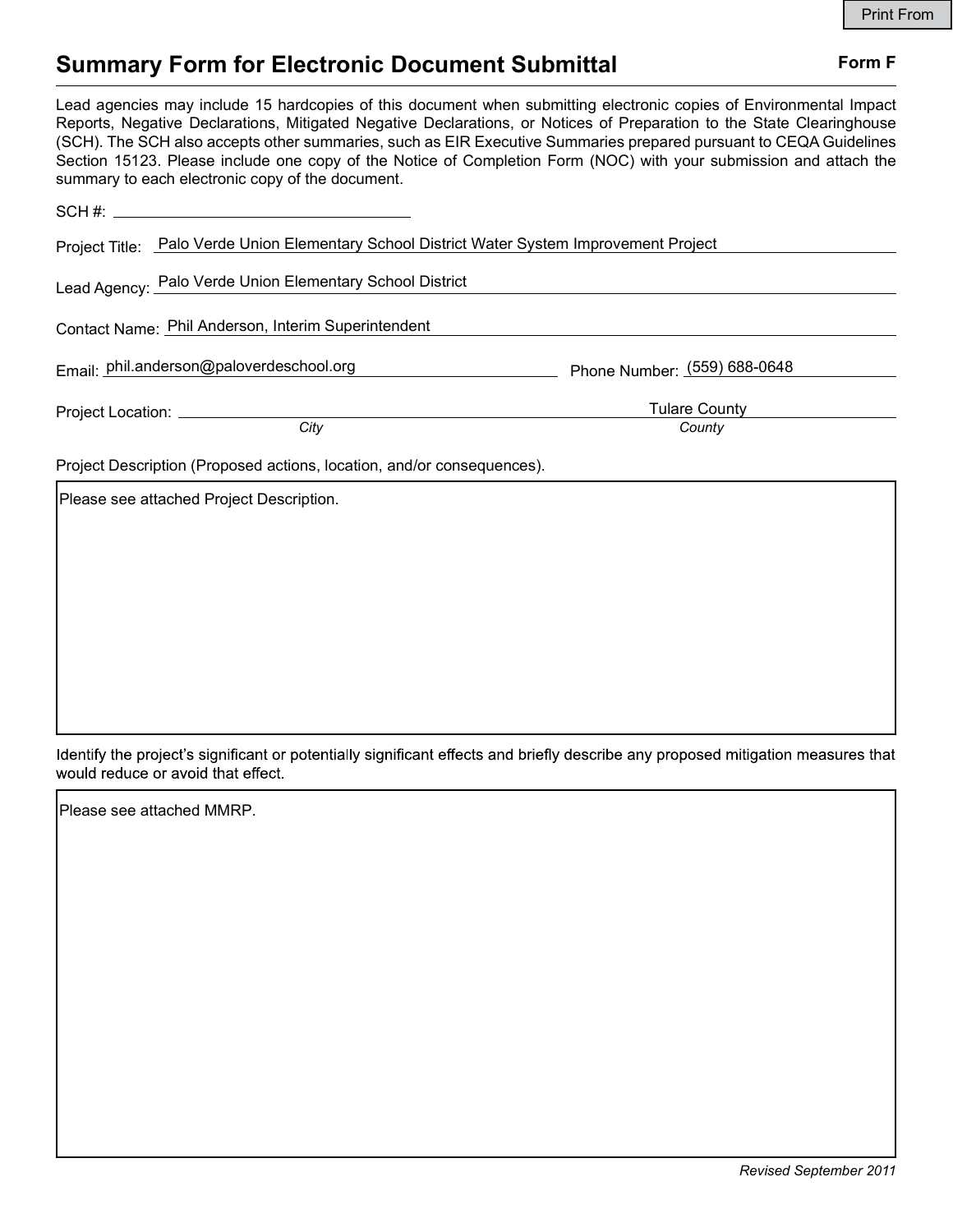Print From

# Summary Form for Electronic Document Submittal

**Form F**

Lead agencies may include 15 hardcopies of this document when submitting electronic copies of Environmental Impact Reports, Negative Declarations, Mitigated Negative Declarations, or Notices of Preparation to the State Clearinghouse (SCH). The SCH also accepts other summaries, such as EIR Executive Summaries prepared pursuant to CEQA Guidelines Section 15123. Please include one copy of the Notice of Completion Form (NOC) with your submission and attach the summary to each electronic copy of the document.

SCH #: ______________________

Project Title: Palo Verde Union Elementary School District Water System Improvement Project

Lead Agency: Palo Verde Union Elementary School District

Contact Name: Phil Anderson, Interim Superintendent

Email: phil.anderson@paloverdeschool.org

Phone Number: (559) 688-0648

Project Location: ______________ *City* Tulare County *County*

Project Description (Proposed actions, location, and/or consequences).

Please see attached Project Description.

Identify the project's significant or potentially significant effects and briefly describe any proposed mitigation measures that would reduce or avoid that effect.

Please see attached MMRP.

*Revised September 2011*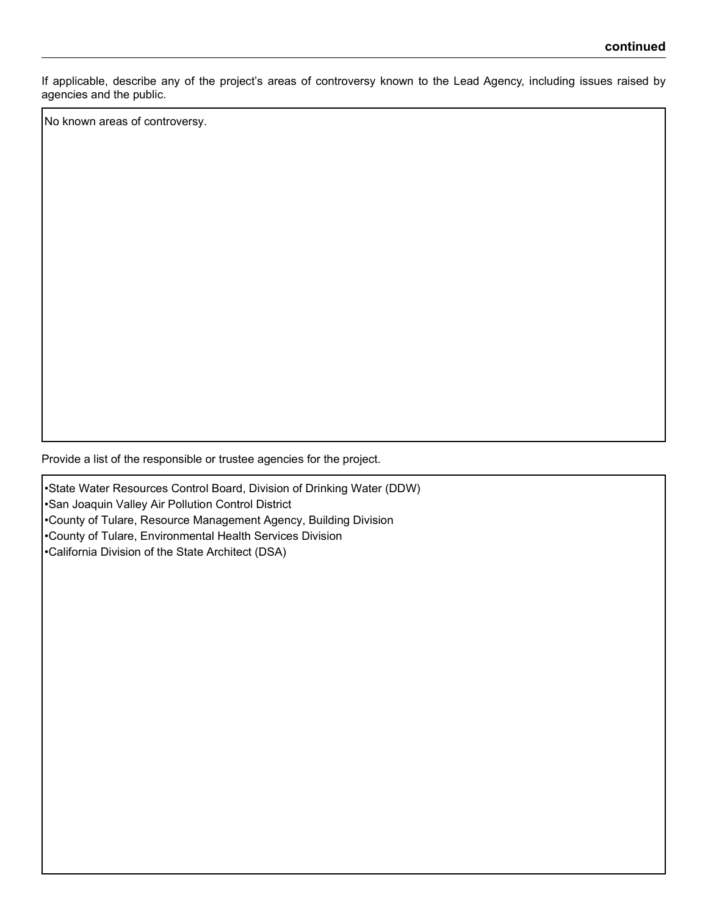**continued**

If applicable, describe any of the project's areas of controversy known to the Lead Agency, including issues raised by agencies and the public.

No known areas of controversy.

Provide a list of the responsible or trustee agencies for the project.

- State Water Resources Control Board, Division of Drinking Water (DDW)
- San Joaquin Valley Air Pollution Control District
- County of Tulare, Resource Management Agency, Building Division
- County of Tulare, Environmental Health Services Division
- California Division of the State Architect (DSA)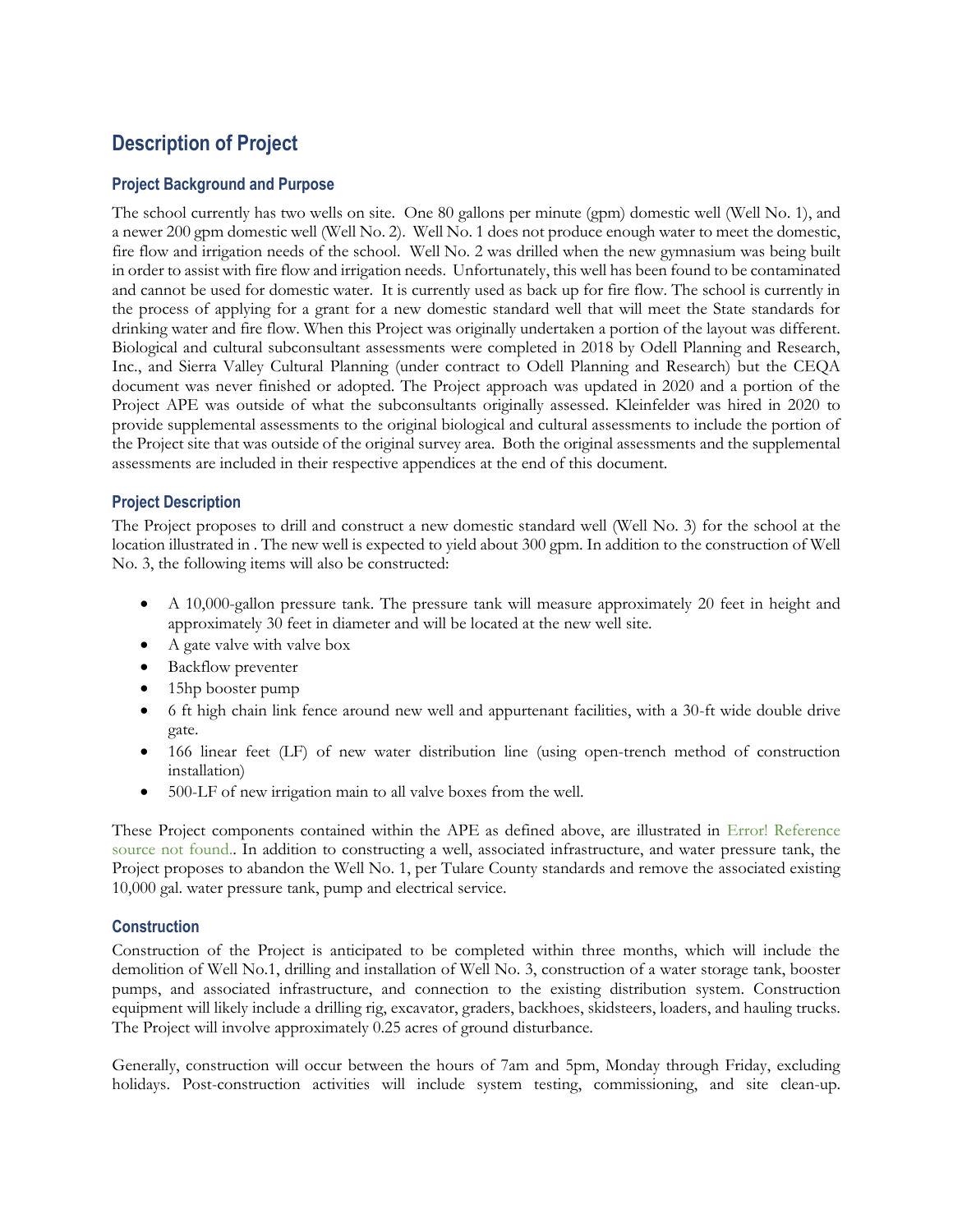## Description of Project

### Project Background and Purpose

The school currently has two wells on site. One 80 gallons per minute (gpm) domestic well (Well No. 1), and a newer 200 gpm domestic well (Well No. 2). Well No. 1 does not produce enough water to meet the domestic, fire flow and irrigation needs of the school. Well No. 2 was drilled when the new gymnasium was being built in order to assist with fire flow and irrigation needs. Unfortunately, this well has been found to be contaminated and cannot be used for domestic water. It is currently used as back up for fire flow. The school is currently in the process of applying for a grant for a new domestic standard well that will meet the State standards for drinking water and fire flow. When this Project was originally undertaken a portion of the layout was different. Biological and cultural subconsultant assessments were completed in 2018 by Odell Planning and Research, Inc., and Sierra Valley Cultural Planning (under contract to Odell Planning and Research) but the CEQA document was never finished or adopted. The Project approach was updated in 2020 and a portion of the Project APE was outside of what the subconsultants originally assessed. Kleinfelder was hired in 2020 to provide supplemental assessments to the original biological and cultural assessments to include the portion of the Project site that was outside of the original survey area. Both the original assessments and the supplemental assessments are included in their respective appendices at the end of this document.

### Project Description

The Project proposes to drill and construct a new domestic standard well (Well No. 3) for the school at the location illustrated in . The new well is expected to yield about 300 gpm. In addition to the construction of Well No. 3, the following items will also be constructed:

- A 10,000-gallon pressure tank. The pressure tank will measure approximately 20 feet in height and approximately 30 feet in diameter and will be located at the new well site.
- A gate valve with valve box
- Backflow preventer
- 15hp booster pump
- 6 ft high chain link fence around new well and appurtenant facilities, with a 30-ft wide double drive gate.
- 166 linear feet (LF) of new water distribution line (using open-trench method of construction installation)
- 500-LF of new irrigation main to all valve boxes from the well.

These Project components contained within the APE as defined above, are illustrated in Error! Reference source not found.. In addition to constructing a well, associated infrastructure, and water pressure tank, the Project proposes to abandon the Well No. 1, per Tulare County standards and remove the associated existing 10,000 gal. water pressure tank, pump and electrical service.

### Construction

Construction of the Project is anticipated to be completed within three months, which will include the demolition of Well No.1, drilling and installation of Well No. 3, construction of a water storage tank, booster pumps, and associated infrastructure, and connection to the existing distribution system. Construction equipment will likely include a drilling rig, excavator, graders, backhoes, skidsteers, loaders, and hauling trucks. The Project will involve approximately 0.25 acres of ground disturbance.

Generally, construction will occur between the hours of 7am and 5pm, Monday through Friday, excluding holidays. Post-construction activities will include system testing, commissioning, and site clean-up.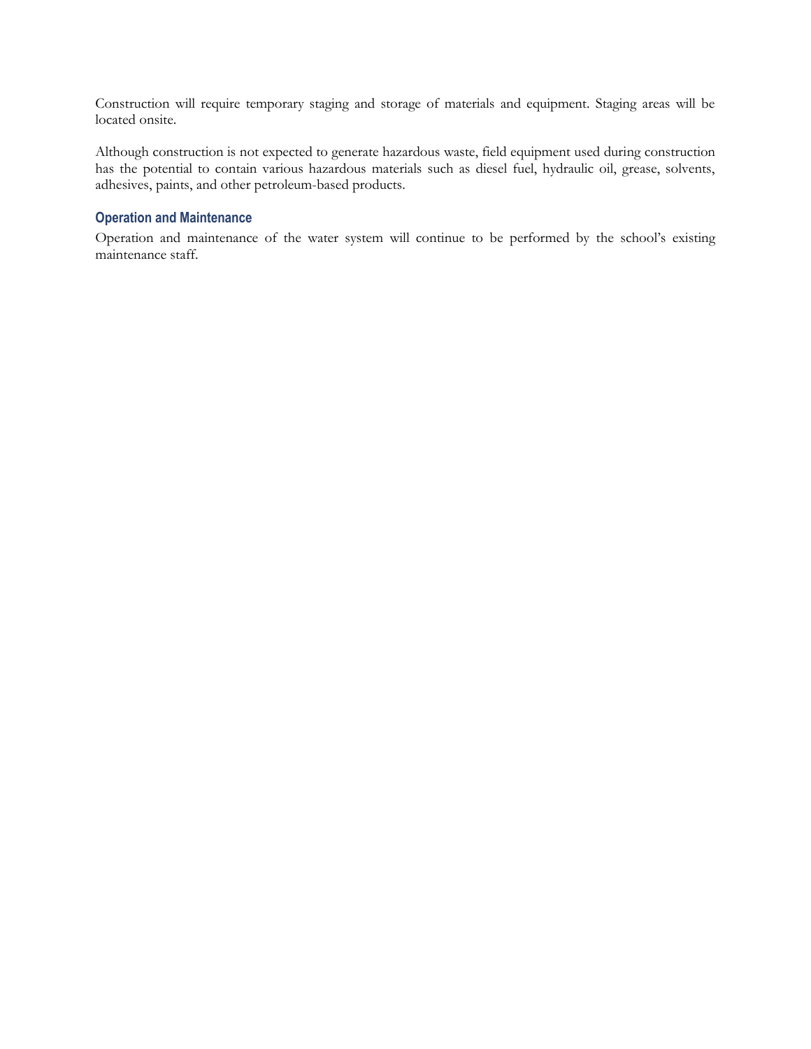Construction will require temporary staging and storage of materials and equipment. Staging areas will be located onsite.

Although construction is not expected to generate hazardous waste, field equipment used during construction has the potential to contain various hazardous materials such as diesel fuel, hydraulic oil, grease, solvents, adhesives, paints, and other petroleum-based products.

### Operation and Maintenance

Operation and maintenance of the water system will continue to be performed by the school's existing maintenance staff.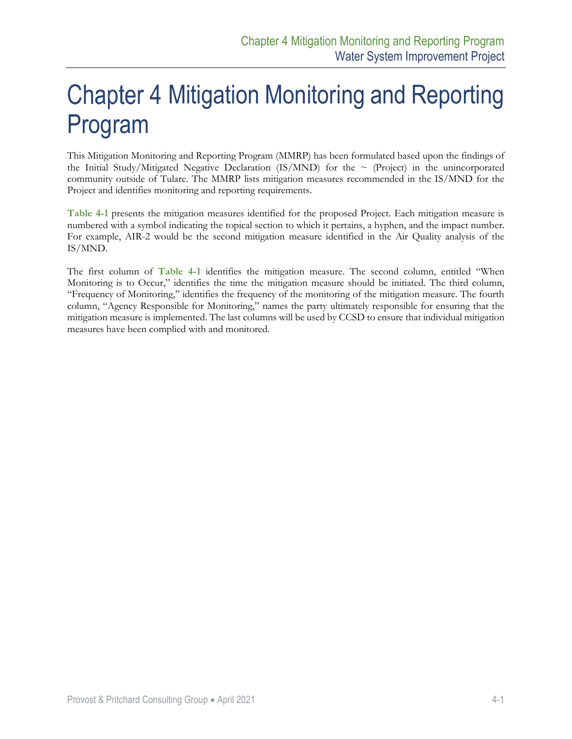# Chapter 4 Mitigation Monitoring and Reporting Program

This Mitigation Monitoring and Reporting Program (MMRP) has been formulated based upon the findings of the Initial Study/Mitigated Negative Declaration (IS/MND) for the ~ (Project) in the unincorporated community outside of Tulare. The MMRP lists mitigation measures recommended in the IS/MND for the Project and identifies monitoring and reporting requirements.

**Table 4-1** presents the mitigation measures identified for the proposed Project. Each mitigation measure is numbered with a symbol indicating the topical section to which it pertains, a hyphen, and the impact number. For example, AIR-2 would be the second mitigation measure identified in the Air Quality analysis of the IS/MND.

The first column of **Table 4-1** identifies the mitigation measure. The second column, entitled "When Monitoring is to Occur," identifies the time the mitigation measure should be initiated. The third column, "Frequency of Monitoring," identifies the frequency of the monitoring of the mitigation measure. The fourth column, "Agency Responsible for Monitoring," names the party ultimately responsible for ensuring that the mitigation measure is implemented. The last columns will be used by CCSD to ensure that individual mitigation measures have been complied with and monitored.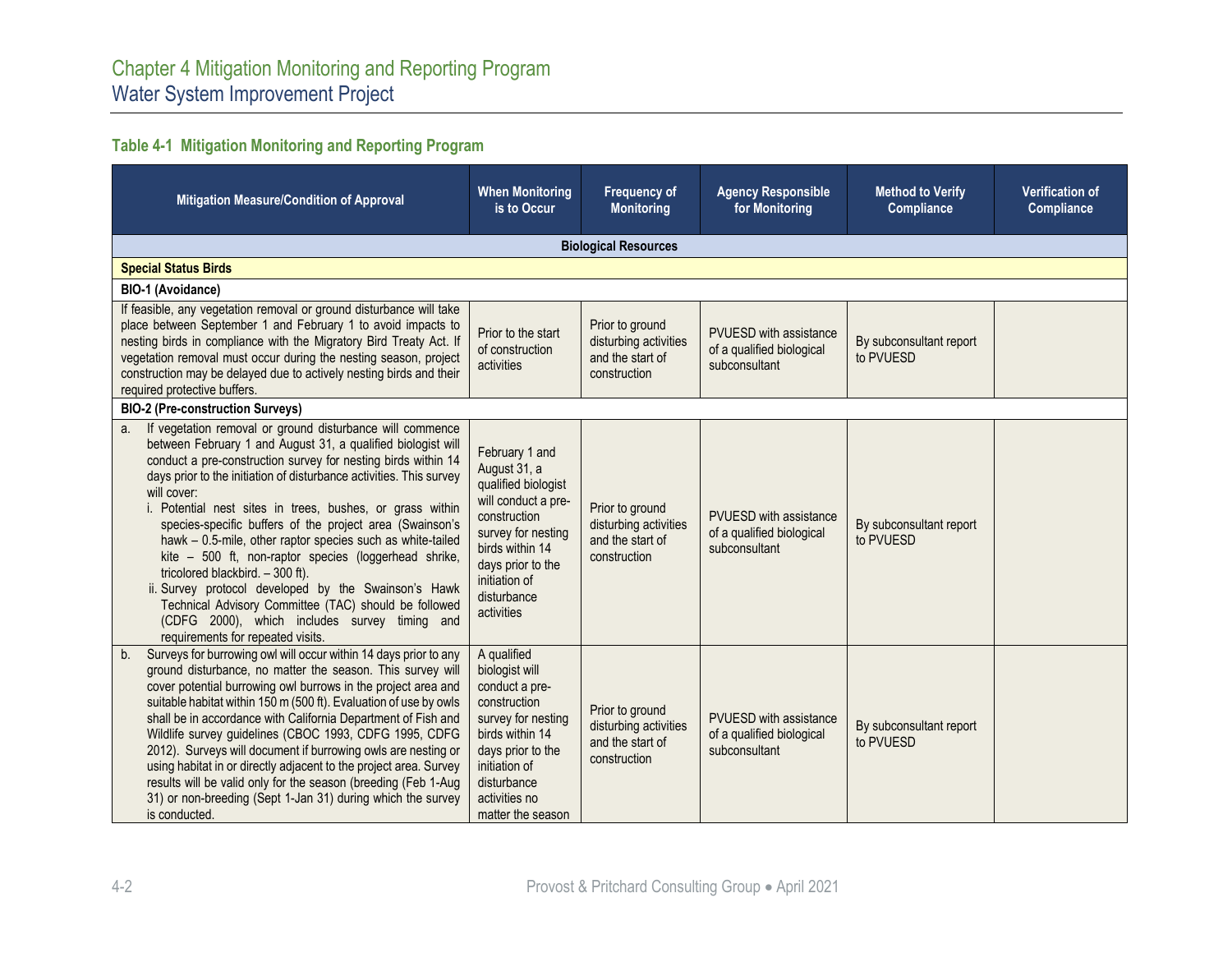### Table 4-1 Mitigation Monitoring and Reporting Program

| Mitigation Measure/Condition of Approval | When Monitoring is to Occur | Frequency of Monitoring | Agency Responsible for Monitoring | Method to Verify Compliance | Verification of Compliance |
|---|---|---|---|---|---|
| **Biological Resources** | | | | | |
| **Special Status Birds** | | | | | |
| **BIO-1 (Avoidance)** | | | | | |
| If feasible, any vegetation removal or ground disturbance will take place between September 1 and February 1 to avoid impacts to nesting birds in compliance with the Migratory Bird Treaty Act. If vegetation removal must occur during the nesting season, project construction may be delayed due to actively nesting birds and their required protective buffers. | Prior to the start of construction activities | Prior to ground disturbing activities and the start of construction | PVUESD with assistance of a qualified biological subconsultant | By subconsultant report to PVUESD | |
| **BIO-2 (Pre-construction Surveys)** | | | | | |
| a. If vegetation removal or ground disturbance will commence between February 1 and August 31, a qualified biologist will conduct a pre-construction survey for nesting birds within 14 days prior to the initiation of disturbance activities. This survey will cover: i. Potential nest sites in trees, bushes, or grass within species-specific buffers of the project area (Swainson's hawk – 0.5-mile, other raptor species such as white-tailed kite – 500 ft, non-raptor species (loggerhead shrike, tricolored blackbird. – 300 ft). ii. Survey protocol developed by the Swainson's Hawk Technical Advisory Committee (TAC) should be followed (CDFG 2000), which includes survey timing and requirements for repeated visits. | February 1 and August 31, a qualified biologist will conduct a pre-construction survey for nesting birds within 14 days prior to the initiation of disturbance activities | Prior to ground disturbing activities and the start of construction | PVUESD with assistance of a qualified biological subconsultant | By subconsultant report to PVUESD | |
| b. Surveys for burrowing owl will occur within 14 days prior to any ground disturbance, no matter the season. This survey will cover potential burrowing owl burrows in the project area and suitable habitat within 150 m (500 ft). Evaluation of use by owls shall be in accordance with California Department of Fish and Wildlife survey guidelines (CBOC 1993, CDFG 1995, CDFG 2012). Surveys will document if burrowing owls are nesting or using habitat in or directly adjacent to the project area. Survey results will be valid only for the season (breeding (Feb 1-Aug 31) or non-breeding (Sept 1-Jan 31) during which the survey is conducted. | A qualified biologist will conduct a pre-construction survey for nesting birds within 14 days prior to the initiation of disturbance activities no matter the season | Prior to ground disturbing activities and the start of construction | PVUESD with assistance of a qualified biological subconsultant | By subconsultant report to PVUESD | |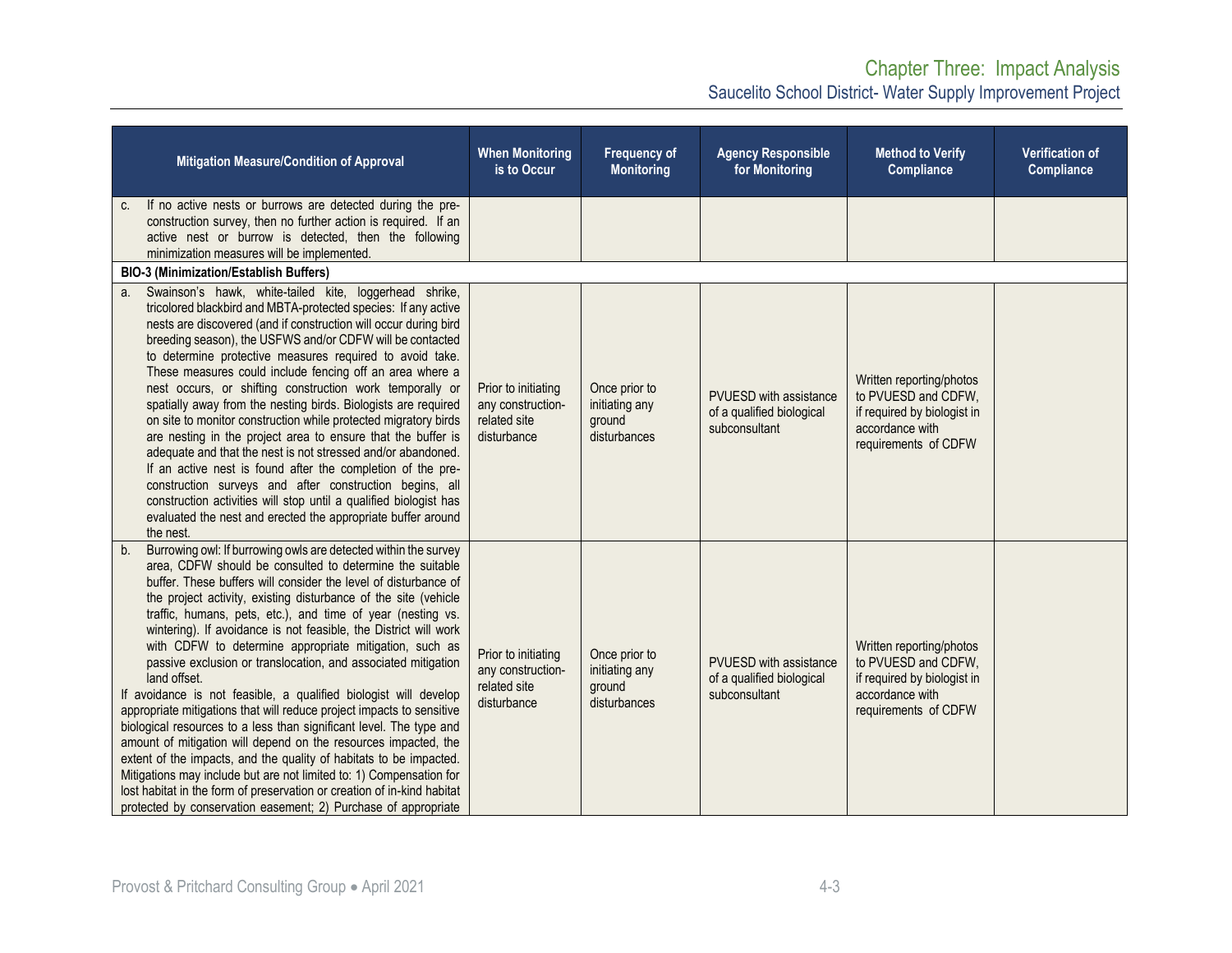| Mitigation Measure/Condition of Approval | When Monitoring is to Occur | Frequency of Monitoring | Agency Responsible for Monitoring | Method to Verify Compliance | Verification of Compliance |
|---|---|---|---|---|---|
| c. If no active nests or burrows are detected during the pre-construction survey, then no further action is required. If an active nest or burrow is detected, then the following minimization measures will be implemented. | | | | | |
| **BIO-3 (Minimization/Establish Buffers)** | | | | | |
| a. Swainson's hawk, white-tailed kite, loggerhead shrike, tricolored blackbird and MBTA-protected species: If any active nests are discovered (and if construction will occur during bird breeding season), the USFWS and/or CDFW will be contacted to determine protective measures required to avoid take. These measures could include fencing off an area where a nest occurs, or shifting construction work temporally or spatially away from the nesting birds. Biologists are required on site to monitor construction while protected migratory birds are nesting in the project area to ensure that the buffer is adequate and that the nest is not stressed and/or abandoned. If an active nest is found after the completion of the pre-construction surveys and after construction begins, all construction activities will stop until a qualified biologist has evaluated the nest and erected the appropriate buffer around the nest. | Prior to initiating any construction-related site disturbance | Once prior to initiating any ground disturbances | PVUESD with assistance of a qualified biological subconsultant | Written reporting/photos to PVUESD and CDFW, if required by biologist in accordance with requirements of CDFW | |
| b. Burrowing owl: If burrowing owls are detected within the survey area, CDFW should be consulted to determine the suitable buffer. These buffers will consider the level of disturbance of the project activity, existing disturbance of the site (vehicle traffic, humans, pets, etc.), and time of year (nesting vs. wintering). If avoidance is not feasible, the District will work with CDFW to determine appropriate mitigation, such as passive exclusion or translocation, and associated mitigation land offset.<br>If avoidance is not feasible, a qualified biologist will develop appropriate mitigations that will reduce project impacts to sensitive biological resources to a less than significant level. The type and amount of mitigation will depend on the resources impacted, the extent of the impacts, and the quality of habitats to be impacted. Mitigations may include but are not limited to: 1) Compensation for lost habitat in the form of preservation or creation of in-kind habitat protected by conservation easement; 2) Purchase of appropriate | Prior to initiating any construction-related site disturbance | Once prior to initiating any ground disturbances | PVUESD with assistance of a qualified biological subconsultant | Written reporting/photos to PVUESD and CDFW, if required by biologist in accordance with requirements of CDFW | |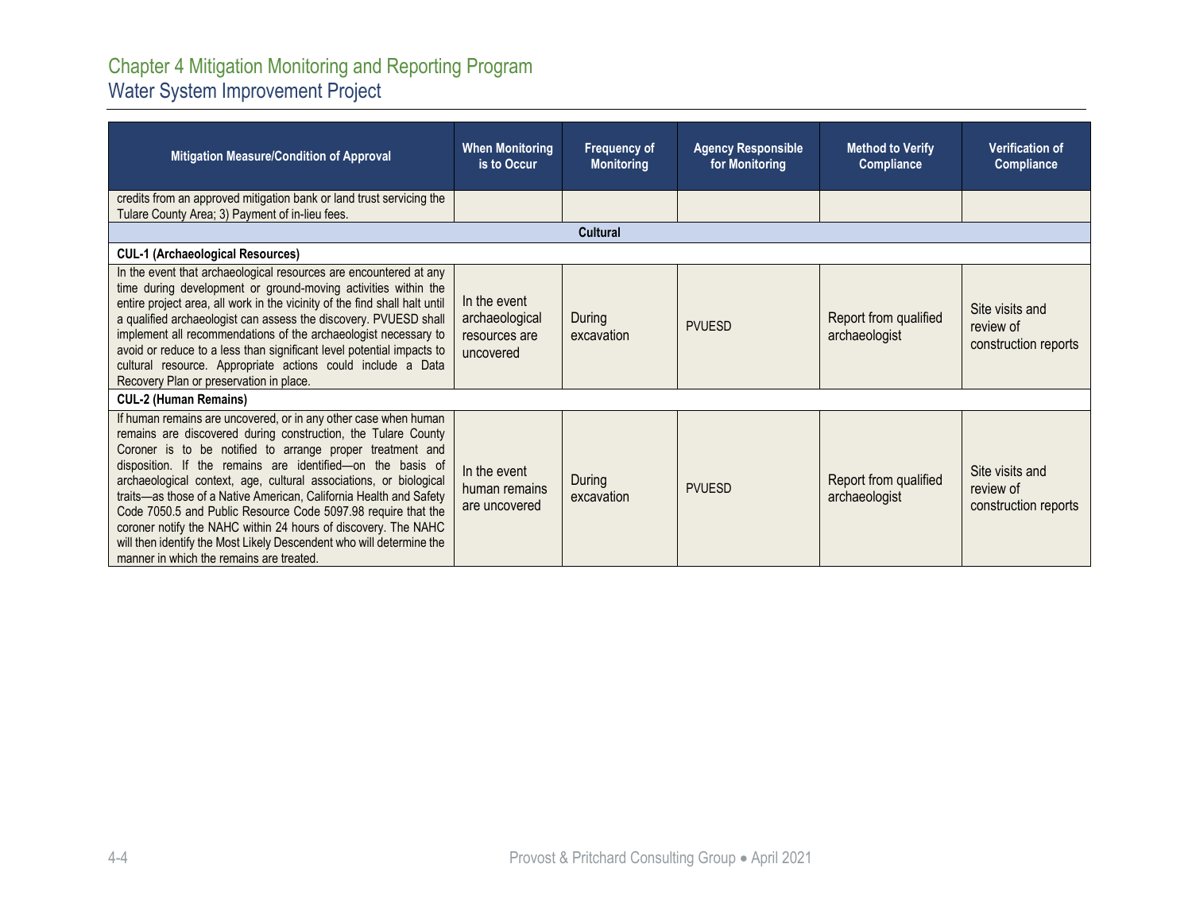| Mitigation Measure/Condition of Approval | When Monitoring is to Occur | Frequency of Monitoring | Agency Responsible for Monitoring | Method to Verify Compliance | Verification of Compliance |
|---|---|---|---|---|---|
| credits from an approved mitigation bank or land trust servicing the Tulare County Area; 3) Payment of in-lieu fees. | | | | | |
| **Cultural** | | | | | |
| **CUL-1 (Archaeological Resources)** | | | | | |
| In the event that archaeological resources are encountered at any time during development or ground-moving activities within the entire project area, all work in the vicinity of the find shall halt until a qualified archaeologist can assess the discovery. PVUESD shall implement all recommendations of the archaeologist necessary to avoid or reduce to a less than significant level potential impacts to cultural resource. Appropriate actions could include a Data Recovery Plan or preservation in place. | In the event archaeological resources are uncovered | During excavation | PVUESD | Report from qualified archaeologist | Site visits and review of construction reports |
| **CUL-2 (Human Remains)** | | | | | |
| If human remains are uncovered, or in any other case when human remains are discovered during construction, the Tulare County Coroner is to be notified to arrange proper treatment and disposition. If the remains are identified—on the basis of archaeological context, age, cultural associations, or biological traits—as those of a Native American, California Health and Safety Code 7050.5 and Public Resource Code 5097.98 require that the coroner notify the NAHC within 24 hours of discovery. The NAHC will then identify the Most Likely Descendent who will determine the manner in which the remains are treated. | In the event human remains are uncovered | During excavation | PVUESD | Report from qualified archaeologist | Site visits and review of construction reports |